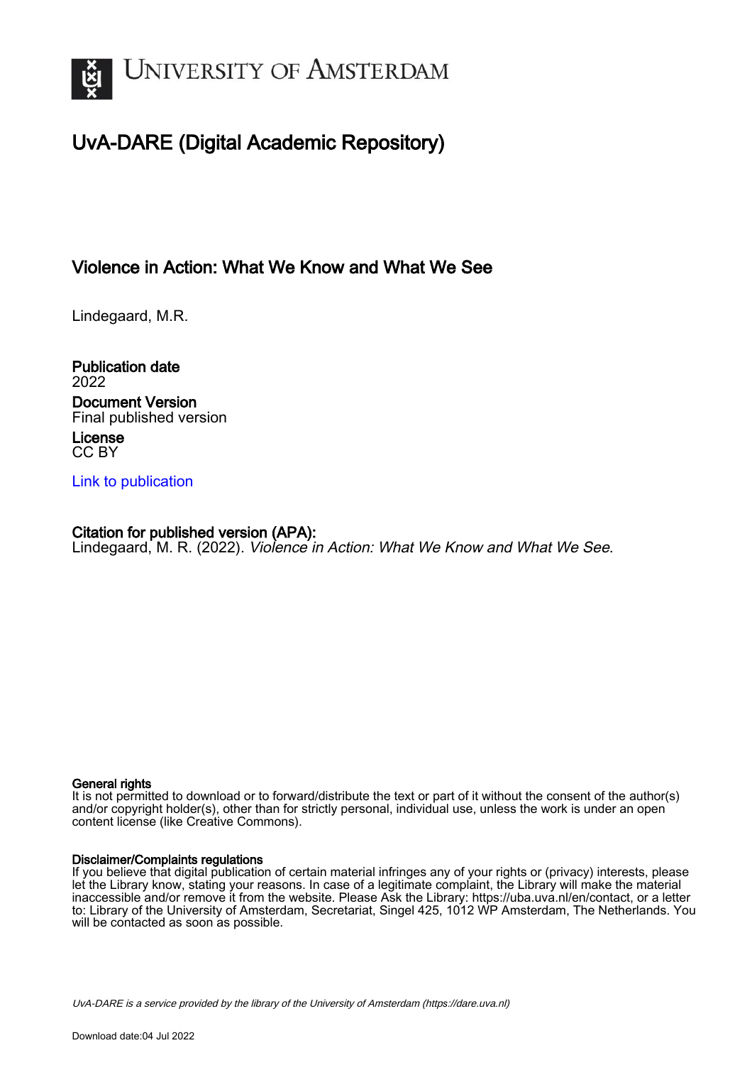# UNIVERSITY OF AMSTERDAM

## UvA-DARE (Digital Academic Repository)

### Violence in Action: What We Know and What We See

Lindegaard, M.R.

**Publication date**
2022

**Document Version**
Final published version

**License**
CC BY

Link to publication

**Citation for published version (APA):**
Lindegaard, M. R. (2022). *Violence in Action: What We Know and What We See*.

**General rights**
It is not permitted to download or to forward/distribute the text or part of it without the consent of the author(s) and/or copyright holder(s), other than for strictly personal, individual use, unless the work is under an open content license (like Creative Commons).

**Disclaimer/Complaints regulations**
If you believe that digital publication of certain material infringes any of your rights or (privacy) interests, please let the Library know, stating your reasons. In case of a legitimate complaint, the Library will make the material inaccessible and/or remove it from the website. Please Ask the Library: https://uba.uva.nl/en/contact, or a letter to: Library of the University of Amsterdam, Secretariat, Singel 425, 1012 WP Amsterdam, The Netherlands. You will be contacted as soon as possible.

*UvA-DARE is a service provided by the library of the University of Amsterdam (https://dare.uva.nl)*

Download date:04 Jul 2022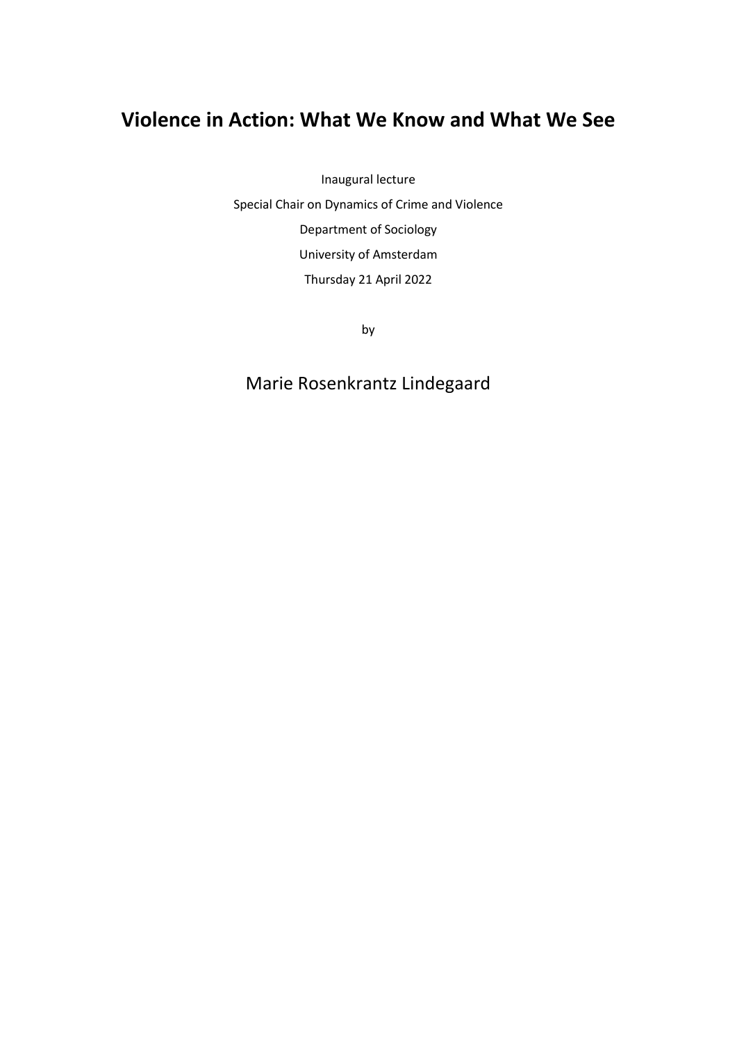# Violence in Action: What We Know and What We See

Inaugural lecture

Special Chair on Dynamics of Crime and Violence

Department of Sociology

University of Amsterdam

Thursday 21 April 2022

by

Marie Rosenkrantz Lindegaard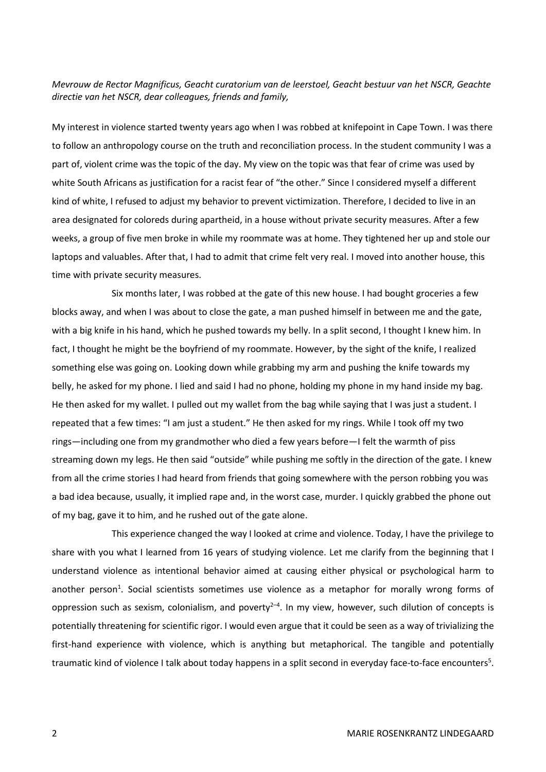*Mevrouw de Rector Magnificus, Geacht curatorium van de leerstoel, Geacht bestuur van het NSCR, Geachte directie van het NSCR, dear colleagues, friends and family,*

My interest in violence started twenty years ago when I was robbed at knifepoint in Cape Town. I was there to follow an anthropology course on the truth and reconciliation process. In the student community I was a part of, violent crime was the topic of the day. My view on the topic was that fear of crime was used by white South Africans as justification for a racist fear of "the other." Since I considered myself a different kind of white, I refused to adjust my behavior to prevent victimization. Therefore, I decided to live in an area designated for coloreds during apartheid, in a house without private security measures. After a few weeks, a group of five men broke in while my roommate was at home. They tightened her up and stole our laptops and valuables. After that, I had to admit that crime felt very real. I moved into another house, this time with private security measures.

Six months later, I was robbed at the gate of this new house. I had bought groceries a few blocks away, and when I was about to close the gate, a man pushed himself in between me and the gate, with a big knife in his hand, which he pushed towards my belly. In a split second, I thought I knew him. In fact, I thought he might be the boyfriend of my roommate. However, by the sight of the knife, I realized something else was going on. Looking down while grabbing my arm and pushing the knife towards my belly, he asked for my phone. I lied and said I had no phone, holding my phone in my hand inside my bag. He then asked for my wallet. I pulled out my wallet from the bag while saying that I was just a student. I repeated that a few times: "I am just a student." He then asked for my rings. While I took off my two rings—including one from my grandmother who died a few years before—I felt the warmth of piss streaming down my legs. He then said "outside" while pushing me softly in the direction of the gate. I knew from all the crime stories I had heard from friends that going somewhere with the person robbing you was a bad idea because, usually, it implied rape and, in the worst case, murder. I quickly grabbed the phone out of my bag, gave it to him, and he rushed out of the gate alone.

This experience changed the way I looked at crime and violence. Today, I have the privilege to share with you what I learned from 16 years of studying violence. Let me clarify from the beginning that I understand violence as intentional behavior aimed at causing either physical or psychological harm to another person[1]. Social scientists sometimes use violence as a metaphor for morally wrong forms of oppression such as sexism, colonialism, and poverty[2–4]. In my view, however, such dilution of concepts is potentially threatening for scientific rigor. I would even argue that it could be seen as a way of trivializing the first-hand experience with violence, which is anything but metaphorical. The tangible and potentially traumatic kind of violence I talk about today happens in a split second in everyday face-to-face encounters[5].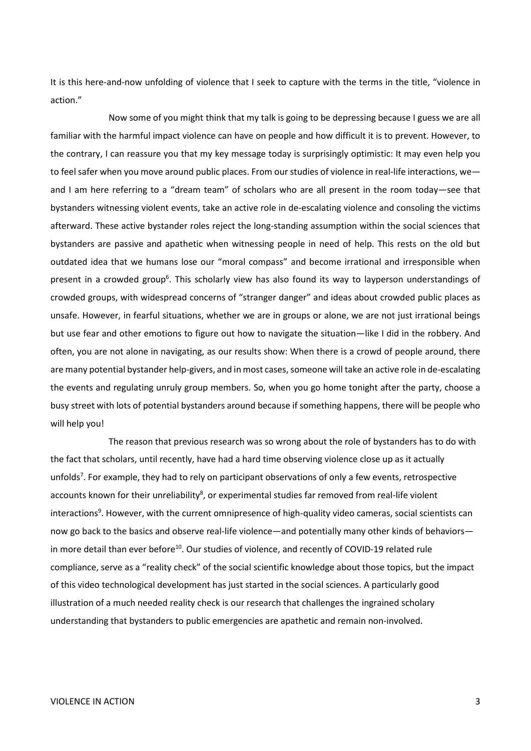It is this here-and-now unfolding of violence that I seek to capture with the terms in the title, "violence in action."

Now some of you might think that my talk is going to be depressing because I guess we are all familiar with the harmful impact violence can have on people and how difficult it is to prevent. However, to the contrary, I can reassure you that my key message today is surprisingly optimistic: It may even help you to feel safer when you move around public places. From our studies of violence in real-life interactions, we—and I am here referring to a "dream team" of scholars who are all present in the room today—see that bystanders witnessing violent events, take an active role in de-escalating violence and consoling the victims afterward. These active bystander roles reject the long-standing assumption within the social sciences that bystanders are passive and apathetic when witnessing people in need of help. This rests on the old but outdated idea that we humans lose our "moral compass" and become irrational and irresponsible when present in a crowded group[6]. This scholarly view has also found its way to layperson understandings of crowded groups, with widespread concerns of "stranger danger" and ideas about crowded public places as unsafe. However, in fearful situations, whether we are in groups or alone, we are not just irrational beings but use fear and other emotions to figure out how to navigate the situation—like I did in the robbery. And often, you are not alone in navigating, as our results show: When there is a crowd of people around, there are many potential bystander help-givers, and in most cases, someone will take an active role in de-escalating the events and regulating unruly group members. So, when you go home tonight after the party, choose a busy street with lots of potential bystanders around because if something happens, there will be people who will help you!

The reason that previous research was so wrong about the role of bystanders has to do with the fact that scholars, until recently, have had a hard time observing violence close up as it actually unfolds[7]. For example, they had to rely on participant observations of only a few events, retrospective accounts known for their unreliability[8], or experimental studies far removed from real-life violent interactions[9]. However, with the current omnipresence of high-quality video cameras, social scientists can now go back to the basics and observe real-life violence—and potentially many other kinds of behaviors—in more detail than ever before[10]. Our studies of violence, and recently of COVID-19 related rule compliance, serve as a "reality check" of the social scientific knowledge about those topics, but the impact of this video technological development has just started in the social sciences. A particularly good illustration of a much needed reality check is our research that challenges the ingrained scholary understanding that bystanders to public emergencies are apathetic and remain non-involved.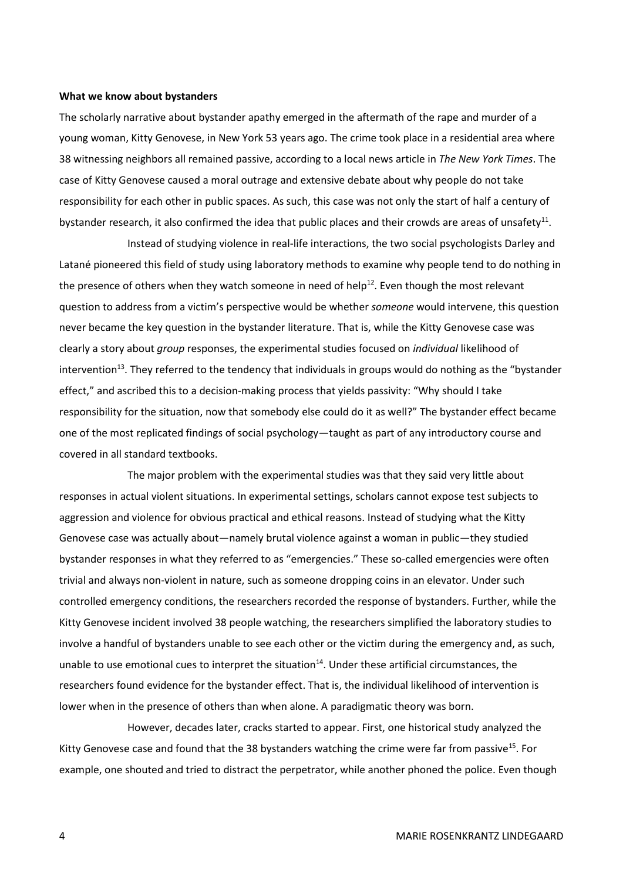**What we know about bystanders**

The scholarly narrative about bystander apathy emerged in the aftermath of the rape and murder of a young woman, Kitty Genovese, in New York 53 years ago. The crime took place in a residential area where 38 witnessing neighbors all remained passive, according to a local news article in *The New York Times*. The case of Kitty Genovese caused a moral outrage and extensive debate about why people do not take responsibility for each other in public spaces. As such, this case was not only the start of half a century of bystander research, it also confirmed the idea that public places and their crowds are areas of unsafety[11].

Instead of studying violence in real-life interactions, the two social psychologists Darley and Latané pioneered this field of study using laboratory methods to examine why people tend to do nothing in the presence of others when they watch someone in need of help[12]. Even though the most relevant question to address from a victim's perspective would be whether *someone* would intervene, this question never became the key question in the bystander literature. That is, while the Kitty Genovese case was clearly a story about *group* responses, the experimental studies focused on *individual* likelihood of intervention[13]. They referred to the tendency that individuals in groups would do nothing as the "bystander effect," and ascribed this to a decision-making process that yields passivity: "Why should I take responsibility for the situation, now that somebody else could do it as well?" The bystander effect became one of the most replicated findings of social psychology—taught as part of any introductory course and covered in all standard textbooks.

The major problem with the experimental studies was that they said very little about responses in actual violent situations. In experimental settings, scholars cannot expose test subjects to aggression and violence for obvious practical and ethical reasons. Instead of studying what the Kitty Genovese case was actually about—namely brutal violence against a woman in public—they studied bystander responses in what they referred to as "emergencies." These so-called emergencies were often trivial and always non-violent in nature, such as someone dropping coins in an elevator. Under such controlled emergency conditions, the researchers recorded the response of bystanders. Further, while the Kitty Genovese incident involved 38 people watching, the researchers simplified the laboratory studies to involve a handful of bystanders unable to see each other or the victim during the emergency and, as such, unable to use emotional cues to interpret the situation[14]. Under these artificial circumstances, the researchers found evidence for the bystander effect. That is, the individual likelihood of intervention is lower when in the presence of others than when alone. A paradigmatic theory was born.

However, decades later, cracks started to appear. First, one historical study analyzed the Kitty Genovese case and found that the 38 bystanders watching the crime were far from passive[15]. For example, one shouted and tried to distract the perpetrator, while another phoned the police. Even though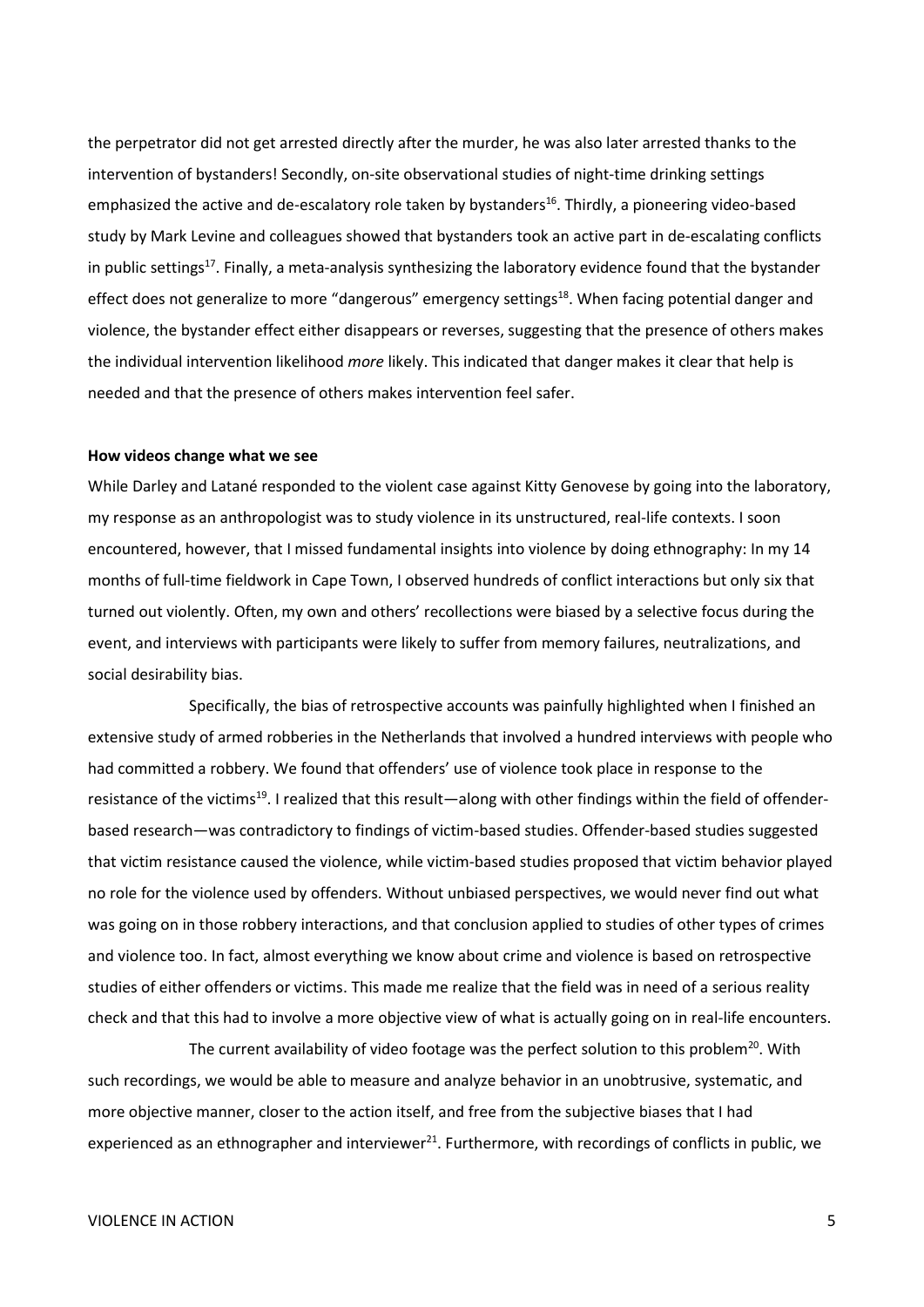the perpetrator did not get arrested directly after the murder, he was also later arrested thanks to the intervention of bystanders! Secondly, on-site observational studies of night-time drinking settings emphasized the active and de-escalatory role taken by bystanders[16]. Thirdly, a pioneering video-based study by Mark Levine and colleagues showed that bystanders took an active part in de-escalating conflicts in public settings[17]. Finally, a meta-analysis synthesizing the laboratory evidence found that the bystander effect does not generalize to more "dangerous" emergency settings[18]. When facing potential danger and violence, the bystander effect either disappears or reverses, suggesting that the presence of others makes the individual intervention likelihood *more* likely. This indicated that danger makes it clear that help is needed and that the presence of others makes intervention feel safer.

**How videos change what we see**

While Darley and Latané responded to the violent case against Kitty Genovese by going into the laboratory, my response as an anthropologist was to study violence in its unstructured, real-life contexts. I soon encountered, however, that I missed fundamental insights into violence by doing ethnography: In my 14 months of full-time fieldwork in Cape Town, I observed hundreds of conflict interactions but only six that turned out violently. Often, my own and others' recollections were biased by a selective focus during the event, and interviews with participants were likely to suffer from memory failures, neutralizations, and social desirability bias.

Specifically, the bias of retrospective accounts was painfully highlighted when I finished an extensive study of armed robberies in the Netherlands that involved a hundred interviews with people who had committed a robbery. We found that offenders' use of violence took place in response to the resistance of the victims[19]. I realized that this result—along with other findings within the field of offender-based research—was contradictory to findings of victim-based studies. Offender-based studies suggested that victim resistance caused the violence, while victim-based studies proposed that victim behavior played no role for the violence used by offenders. Without unbiased perspectives, we would never find out what was going on in those robbery interactions, and that conclusion applied to studies of other types of crimes and violence too. In fact, almost everything we know about crime and violence is based on retrospective studies of either offenders or victims. This made me realize that the field was in need of a serious reality check and that this had to involve a more objective view of what is actually going on in real-life encounters.

The current availability of video footage was the perfect solution to this problem[20]. With such recordings, we would be able to measure and analyze behavior in an unobtrusive, systematic, and more objective manner, closer to the action itself, and free from the subjective biases that I had experienced as an ethnographer and interviewer[21]. Furthermore, with recordings of conflicts in public, we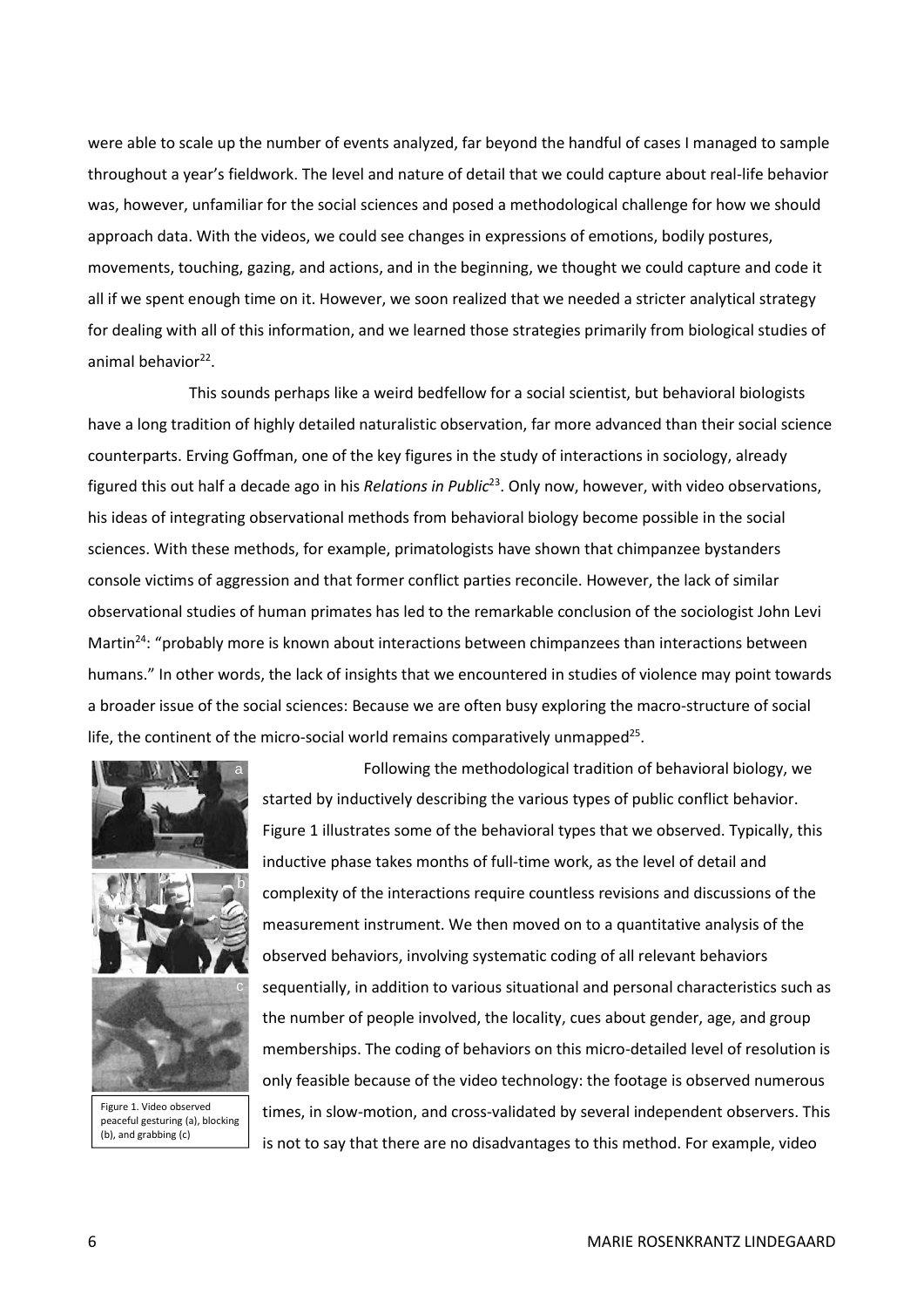were able to scale up the number of events analyzed, far beyond the handful of cases I managed to sample throughout a year's fieldwork. The level and nature of detail that we could capture about real-life behavior was, however, unfamiliar for the social sciences and posed a methodological challenge for how we should approach data. With the videos, we could see changes in expressions of emotions, bodily postures, movements, touching, gazing, and actions, and in the beginning, we thought we could capture and code it all if we spent enough time on it. However, we soon realized that we needed a stricter analytical strategy for dealing with all of this information, and we learned those strategies primarily from biological studies of animal behavior[22].

This sounds perhaps like a weird bedfellow for a social scientist, but behavioral biologists have a long tradition of highly detailed naturalistic observation, far more advanced than their social science counterparts. Erving Goffman, one of the key figures in the study of interactions in sociology, already figured this out half a decade ago in his *Relations in Public*[23]. Only now, however, with video observations, his ideas of integrating observational methods from behavioral biology become possible in the social sciences. With these methods, for example, primatologists have shown that chimpanzee bystanders console victims of aggression and that former conflict parties reconcile. However, the lack of similar observational studies of human primates has led to the remarkable conclusion of the sociologist John Levi Martin[24]: "probably more is known about interactions between chimpanzees than interactions between humans." In other words, the lack of insights that we encountered in studies of violence may point towards a broader issue of the social sciences: Because we are often busy exploring the macro-structure of social life, the continent of the micro-social world remains comparatively unmapped[25].

Following the methodological tradition of behavioral biology, we started by inductively describing the various types of public conflict behavior. Figure 1 illustrates some of the behavioral types that we observed. Typically, this inductive phase takes months of full-time work, as the level of detail and complexity of the interactions require countless revisions and discussions of the measurement instrument. We then moved on to a quantitative analysis of the observed behaviors, involving systematic coding of all relevant behaviors sequentially, in addition to various situational and personal characteristics such as the number of people involved, the locality, cues about gender, age, and group memberships. The coding of behaviors on this micro-detailed level of resolution is only feasible because of the video technology: the footage is observed numerous times, in slow-motion, and cross-validated by several independent observers. This is not to say that there are no disadvantages to this method. For example, video

Figure 1. Video observed peaceful gesturing (a), blocking (b), and grabbing (c)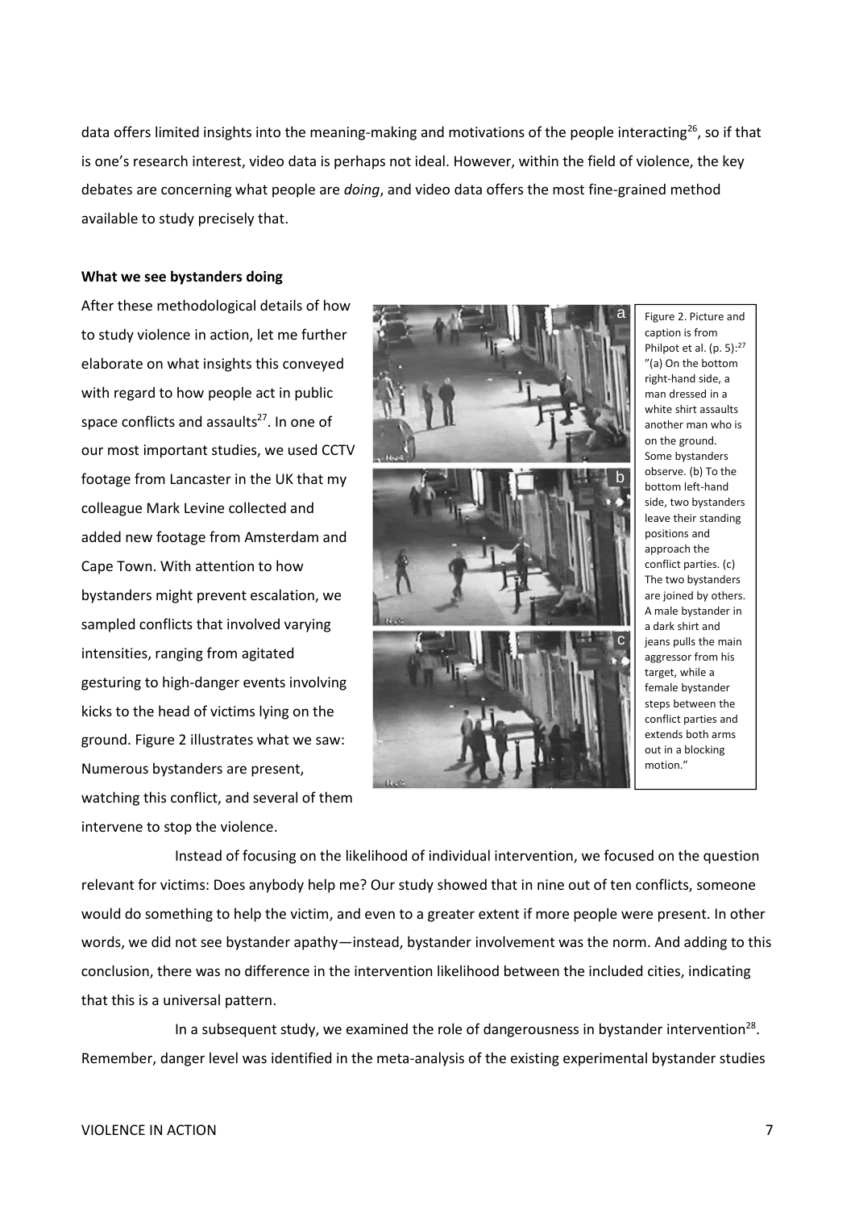data offers limited insights into the meaning-making and motivations of the people interacting[26], so if that is one's research interest, video data is perhaps not ideal. However, within the field of violence, the key debates are concerning what people are *doing*, and video data offers the most fine-grained method available to study precisely that.

**What we see bystanders doing**

After these methodological details of how to study violence in action, let me further elaborate on what insights this conveyed with regard to how people act in public space conflicts and assaults[27]. In one of our most important studies, we used CCTV footage from Lancaster in the UK that my colleague Mark Levine collected and added new footage from Amsterdam and Cape Town. With attention to how bystanders might prevent escalation, we sampled conflicts that involved varying intensities, ranging from agitated gesturing to high-danger events involving kicks to the head of victims lying on the ground. Figure 2 illustrates what we saw: Numerous bystanders are present, watching this conflict, and several of them intervene to stop the violence.

Figure 2. Picture and caption is from Philpot et al. (p. 5):[27] "(a) On the bottom right-hand side, a man dressed in a white shirt assaults another man who is on the ground. Some bystanders observe. (b) To the bottom left-hand side, two bystanders leave their standing positions and approach the conflict parties. (c) The two bystanders are joined by others. A male bystander in a dark shirt and jeans pulls the main aggressor from his target, while a female bystander steps between the conflict parties and extends both arms out in a blocking motion."

Instead of focusing on the likelihood of individual intervention, we focused on the question relevant for victims: Does anybody help me? Our study showed that in nine out of ten conflicts, someone would do something to help the victim, and even to a greater extent if more people were present. In other words, we did not see bystander apathy—instead, bystander involvement was the norm. And adding to this conclusion, there was no difference in the intervention likelihood between the included cities, indicating that this is a universal pattern.

In a subsequent study, we examined the role of dangerousness in bystander intervention[28]. Remember, danger level was identified in the meta-analysis of the existing experimental bystander studies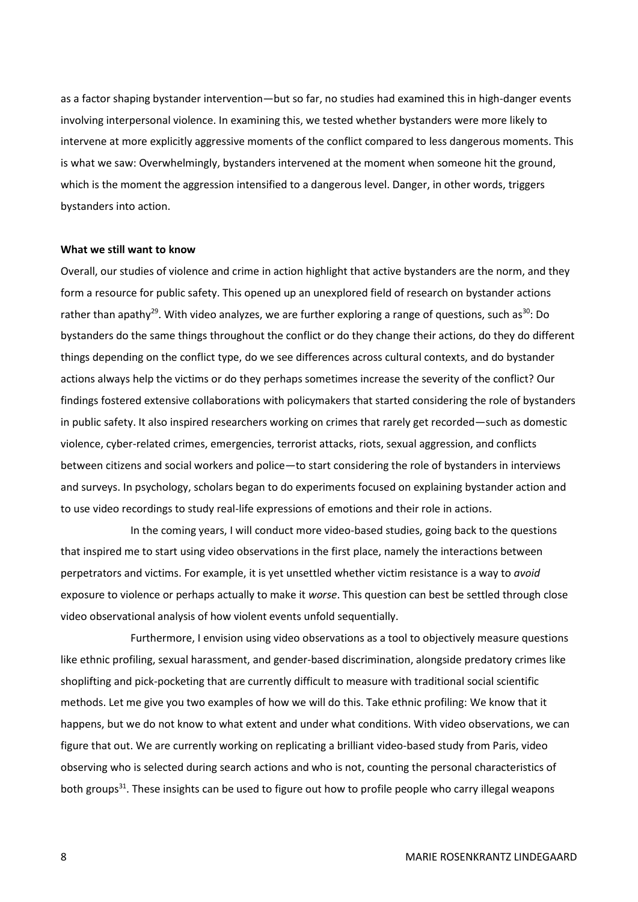as a factor shaping bystander intervention—but so far, no studies had examined this in high-danger events involving interpersonal violence. In examining this, we tested whether bystanders were more likely to intervene at more explicitly aggressive moments of the conflict compared to less dangerous moments. This is what we saw: Overwhelmingly, bystanders intervened at the moment when someone hit the ground, which is the moment the aggression intensified to a dangerous level. Danger, in other words, triggers bystanders into action.

**What we still want to know**

Overall, our studies of violence and crime in action highlight that active bystanders are the norm, and they form a resource for public safety. This opened up an unexplored field of research on bystander actions rather than apathy[29]. With video analyzes, we are further exploring a range of questions, such as[30]: Do bystanders do the same things throughout the conflict or do they change their actions, do they do different things depending on the conflict type, do we see differences across cultural contexts, and do bystander actions always help the victims or do they perhaps sometimes increase the severity of the conflict? Our findings fostered extensive collaborations with policymakers that started considering the role of bystanders in public safety. It also inspired researchers working on crimes that rarely get recorded—such as domestic violence, cyber-related crimes, emergencies, terrorist attacks, riots, sexual aggression, and conflicts between citizens and social workers and police—to start considering the role of bystanders in interviews and surveys. In psychology, scholars began to do experiments focused on explaining bystander action and to use video recordings to study real-life expressions of emotions and their role in actions.

In the coming years, I will conduct more video-based studies, going back to the questions that inspired me to start using video observations in the first place, namely the interactions between perpetrators and victims. For example, it is yet unsettled whether victim resistance is a way to *avoid* exposure to violence or perhaps actually to make it *worse*. This question can best be settled through close video observational analysis of how violent events unfold sequentially.

Furthermore, I envision using video observations as a tool to objectively measure questions like ethnic profiling, sexual harassment, and gender-based discrimination, alongside predatory crimes like shoplifting and pick-pocketing that are currently difficult to measure with traditional social scientific methods. Let me give you two examples of how we will do this. Take ethnic profiling: We know that it happens, but we do not know to what extent and under what conditions. With video observations, we can figure that out. We are currently working on replicating a brilliant video-based study from Paris, video observing who is selected during search actions and who is not, counting the personal characteristics of both groups[31]. These insights can be used to figure out how to profile people who carry illegal weapons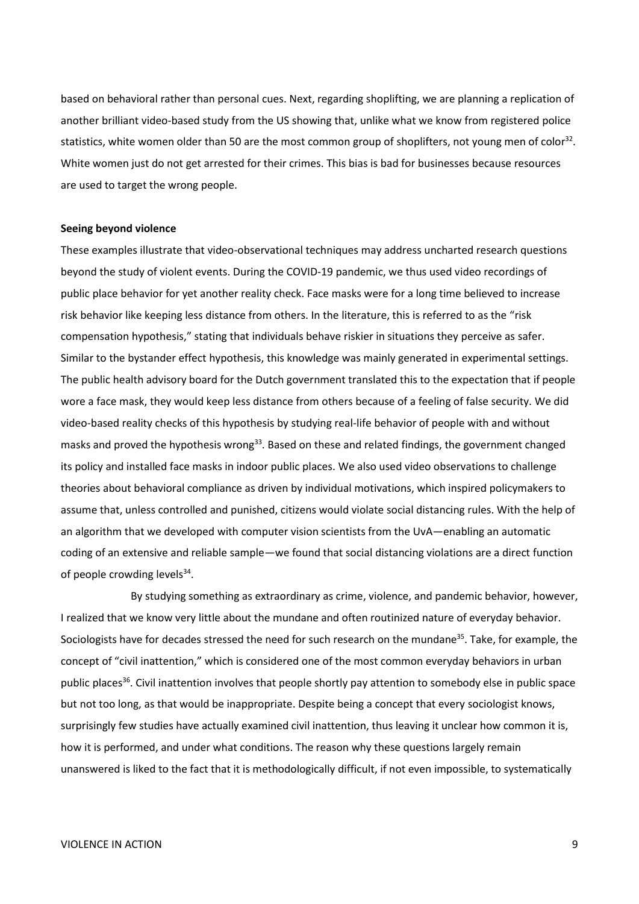based on behavioral rather than personal cues. Next, regarding shoplifting, we are planning a replication of another brilliant video-based study from the US showing that, unlike what we know from registered police statistics, white women older than 50 are the most common group of shoplifters, not young men of color[32]. White women just do not get arrested for their crimes. This bias is bad for businesses because resources are used to target the wrong people.

**Seeing beyond violence**

These examples illustrate that video-observational techniques may address uncharted research questions beyond the study of violent events. During the COVID-19 pandemic, we thus used video recordings of public place behavior for yet another reality check. Face masks were for a long time believed to increase risk behavior like keeping less distance from others. In the literature, this is referred to as the "risk compensation hypothesis," stating that individuals behave riskier in situations they perceive as safer. Similar to the bystander effect hypothesis, this knowledge was mainly generated in experimental settings. The public health advisory board for the Dutch government translated this to the expectation that if people wore a face mask, they would keep less distance from others because of a feeling of false security. We did video-based reality checks of this hypothesis by studying real-life behavior of people with and without masks and proved the hypothesis wrong[33]. Based on these and related findings, the government changed its policy and installed face masks in indoor public places. We also used video observations to challenge theories about behavioral compliance as driven by individual motivations, which inspired policymakers to assume that, unless controlled and punished, citizens would violate social distancing rules. With the help of an algorithm that we developed with computer vision scientists from the UvA—enabling an automatic coding of an extensive and reliable sample—we found that social distancing violations are a direct function of people crowding levels[34].

By studying something as extraordinary as crime, violence, and pandemic behavior, however, I realized that we know very little about the mundane and often routinized nature of everyday behavior. Sociologists have for decades stressed the need for such research on the mundane[35]. Take, for example, the concept of "civil inattention," which is considered one of the most common everyday behaviors in urban public places[36]. Civil inattention involves that people shortly pay attention to somebody else in public space but not too long, as that would be inappropriate. Despite being a concept that every sociologist knows, surprisingly few studies have actually examined civil inattention, thus leaving it unclear how common it is, how it is performed, and under what conditions. The reason why these questions largely remain unanswered is liked to the fact that it is methodologically difficult, if not even impossible, to systematically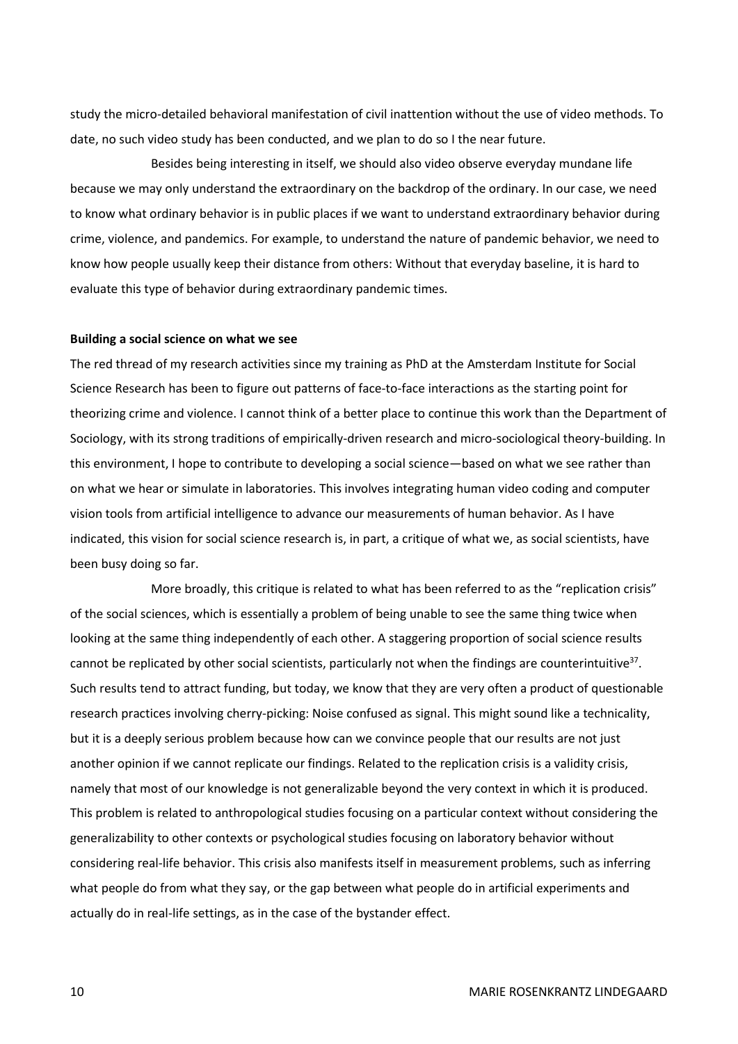study the micro-detailed behavioral manifestation of civil inattention without the use of video methods. To date, no such video study has been conducted, and we plan to do so I the near future.

Besides being interesting in itself, we should also video observe everyday mundane life because we may only understand the extraordinary on the backdrop of the ordinary. In our case, we need to know what ordinary behavior is in public places if we want to understand extraordinary behavior during crime, violence, and pandemics. For example, to understand the nature of pandemic behavior, we need to know how people usually keep their distance from others: Without that everyday baseline, it is hard to evaluate this type of behavior during extraordinary pandemic times.

**Building a social science on what we see**

The red thread of my research activities since my training as PhD at the Amsterdam Institute for Social Science Research has been to figure out patterns of face-to-face interactions as the starting point for theorizing crime and violence. I cannot think of a better place to continue this work than the Department of Sociology, with its strong traditions of empirically-driven research and micro-sociological theory-building. In this environment, I hope to contribute to developing a social science—based on what we see rather than on what we hear or simulate in laboratories. This involves integrating human video coding and computer vision tools from artificial intelligence to advance our measurements of human behavior. As I have indicated, this vision for social science research is, in part, a critique of what we, as social scientists, have been busy doing so far.

More broadly, this critique is related to what has been referred to as the "replication crisis" of the social sciences, which is essentially a problem of being unable to see the same thing twice when looking at the same thing independently of each other. A staggering proportion of social science results cannot be replicated by other social scientists, particularly not when the findings are counterintuitive[37]. Such results tend to attract funding, but today, we know that they are very often a product of questionable research practices involving cherry-picking: Noise confused as signal. This might sound like a technicality, but it is a deeply serious problem because how can we convince people that our results are not just another opinion if we cannot replicate our findings. Related to the replication crisis is a validity crisis, namely that most of our knowledge is not generalizable beyond the very context in which it is produced. This problem is related to anthropological studies focusing on a particular context without considering the generalizability to other contexts or psychological studies focusing on laboratory behavior without considering real-life behavior. This crisis also manifests itself in measurement problems, such as inferring what people do from what they say, or the gap between what people do in artificial experiments and actually do in real-life settings, as in the case of the bystander effect.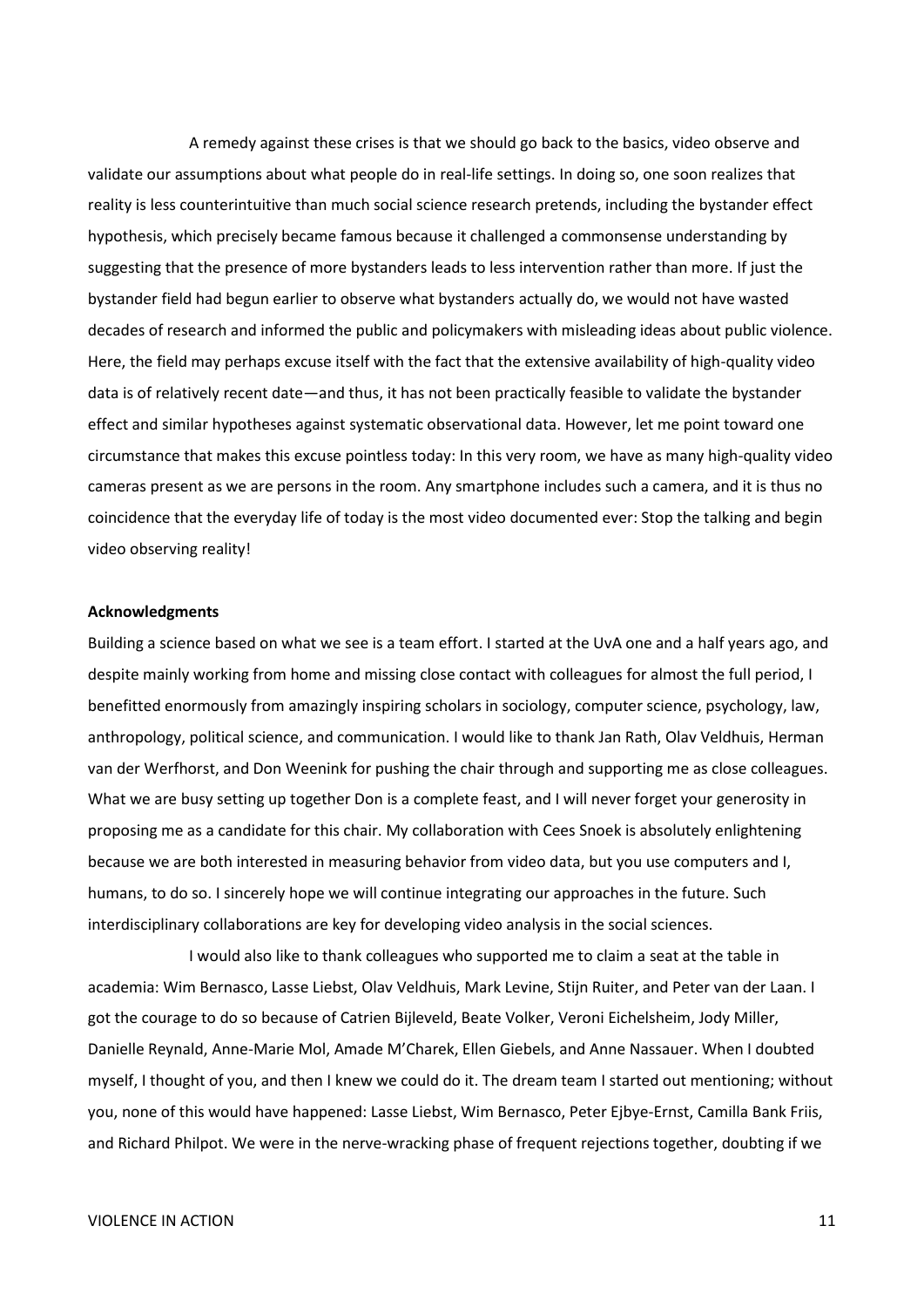A remedy against these crises is that we should go back to the basics, video observe and validate our assumptions about what people do in real-life settings. In doing so, one soon realizes that reality is less counterintuitive than much social science research pretends, including the bystander effect hypothesis, which precisely became famous because it challenged a commonsense understanding by suggesting that the presence of more bystanders leads to less intervention rather than more. If just the bystander field had begun earlier to observe what bystanders actually do, we would not have wasted decades of research and informed the public and policymakers with misleading ideas about public violence. Here, the field may perhaps excuse itself with the fact that the extensive availability of high-quality video data is of relatively recent date—and thus, it has not been practically feasible to validate the bystander effect and similar hypotheses against systematic observational data. However, let me point toward one circumstance that makes this excuse pointless today: In this very room, we have as many high-quality video cameras present as we are persons in the room. Any smartphone includes such a camera, and it is thus no coincidence that the everyday life of today is the most video documented ever: Stop the talking and begin video observing reality!

**Acknowledgments**

Building a science based on what we see is a team effort. I started at the UvA one and a half years ago, and despite mainly working from home and missing close contact with colleagues for almost the full period, I benefitted enormously from amazingly inspiring scholars in sociology, computer science, psychology, law, anthropology, political science, and communication. I would like to thank Jan Rath, Olav Veldhuis, Herman van der Werfhorst, and Don Weenink for pushing the chair through and supporting me as close colleagues. What we are busy setting up together Don is a complete feast, and I will never forget your generosity in proposing me as a candidate for this chair. My collaboration with Cees Snoek is absolutely enlightening because we are both interested in measuring behavior from video data, but you use computers and I, humans, to do so. I sincerely hope we will continue integrating our approaches in the future. Such interdisciplinary collaborations are key for developing video analysis in the social sciences.

I would also like to thank colleagues who supported me to claim a seat at the table in academia: Wim Bernasco, Lasse Liebst, Olav Veldhuis, Mark Levine, Stijn Ruiter, and Peter van der Laan. I got the courage to do so because of Catrien Bijleveld, Beate Volker, Veroni Eichelsheim, Jody Miller, Danielle Reynald, Anne-Marie Mol, Amade M'Charek, Ellen Giebels, and Anne Nassauer. When I doubted myself, I thought of you, and then I knew we could do it. The dream team I started out mentioning; without you, none of this would have happened: Lasse Liebst, Wim Bernasco, Peter Ejbye-Ernst, Camilla Bank Friis, and Richard Philpot. We were in the nerve-wracking phase of frequent rejections together, doubting if we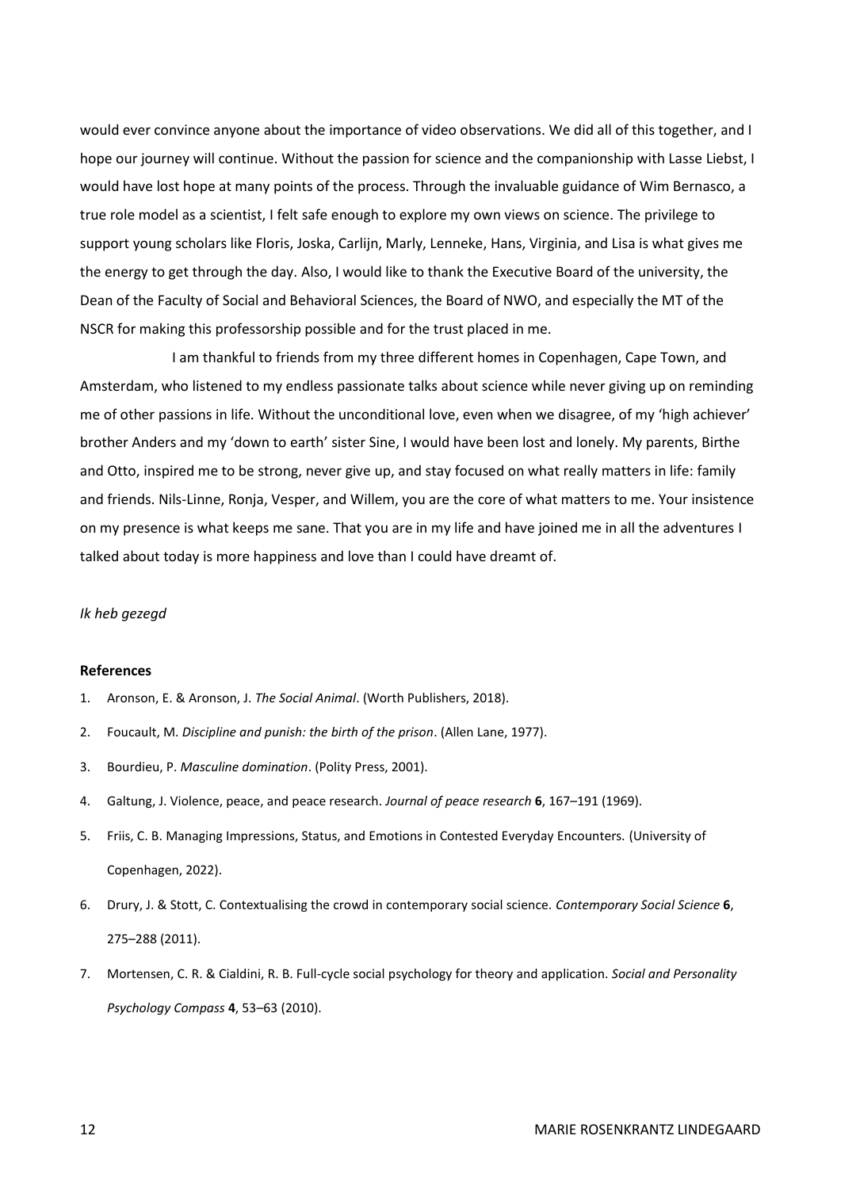would ever convince anyone about the importance of video observations. We did all of this together, and I hope our journey will continue. Without the passion for science and the companionship with Lasse Liebst, I would have lost hope at many points of the process. Through the invaluable guidance of Wim Bernasco, a true role model as a scientist, I felt safe enough to explore my own views on science. The privilege to support young scholars like Floris, Joska, Carlijn, Marly, Lenneke, Hans, Virginia, and Lisa is what gives me the energy to get through the day. Also, I would like to thank the Executive Board of the university, the Dean of the Faculty of Social and Behavioral Sciences, the Board of NWO, and especially the MT of the NSCR for making this professorship possible and for the trust placed in me.

I am thankful to friends from my three different homes in Copenhagen, Cape Town, and Amsterdam, who listened to my endless passionate talks about science while never giving up on reminding me of other passions in life. Without the unconditional love, even when we disagree, of my 'high achiever' brother Anders and my 'down to earth' sister Sine, I would have been lost and lonely. My parents, Birthe and Otto, inspired me to be strong, never give up, and stay focused on what really matters in life: family and friends. Nils-Linne, Ronja, Vesper, and Willem, you are the core of what matters to me. Your insistence on my presence is what keeps me sane. That you are in my life and have joined me in all the adventures I talked about today is more happiness and love than I could have dreamt of.

*Ik heb gezegd*

**References**

1. Aronson, E. & Aronson, J. *The Social Animal*. (Worth Publishers, 2018).
2. Foucault, M. *Discipline and punish: the birth of the prison*. (Allen Lane, 1977).
3. Bourdieu, P. *Masculine domination*. (Polity Press, 2001).
4. Galtung, J. Violence, peace, and peace research. *Journal of peace research* **6**, 167–191 (1969).
5. Friis, C. B. Managing Impressions, Status, and Emotions in Contested Everyday Encounters. (University of Copenhagen, 2022).
6. Drury, J. & Stott, C. Contextualising the crowd in contemporary social science. *Contemporary Social Science* **6**, 275–288 (2011).
7. Mortensen, C. R. & Cialdini, R. B. Full-cycle social psychology for theory and application. *Social and Personality Psychology Compass* **4**, 53–63 (2010).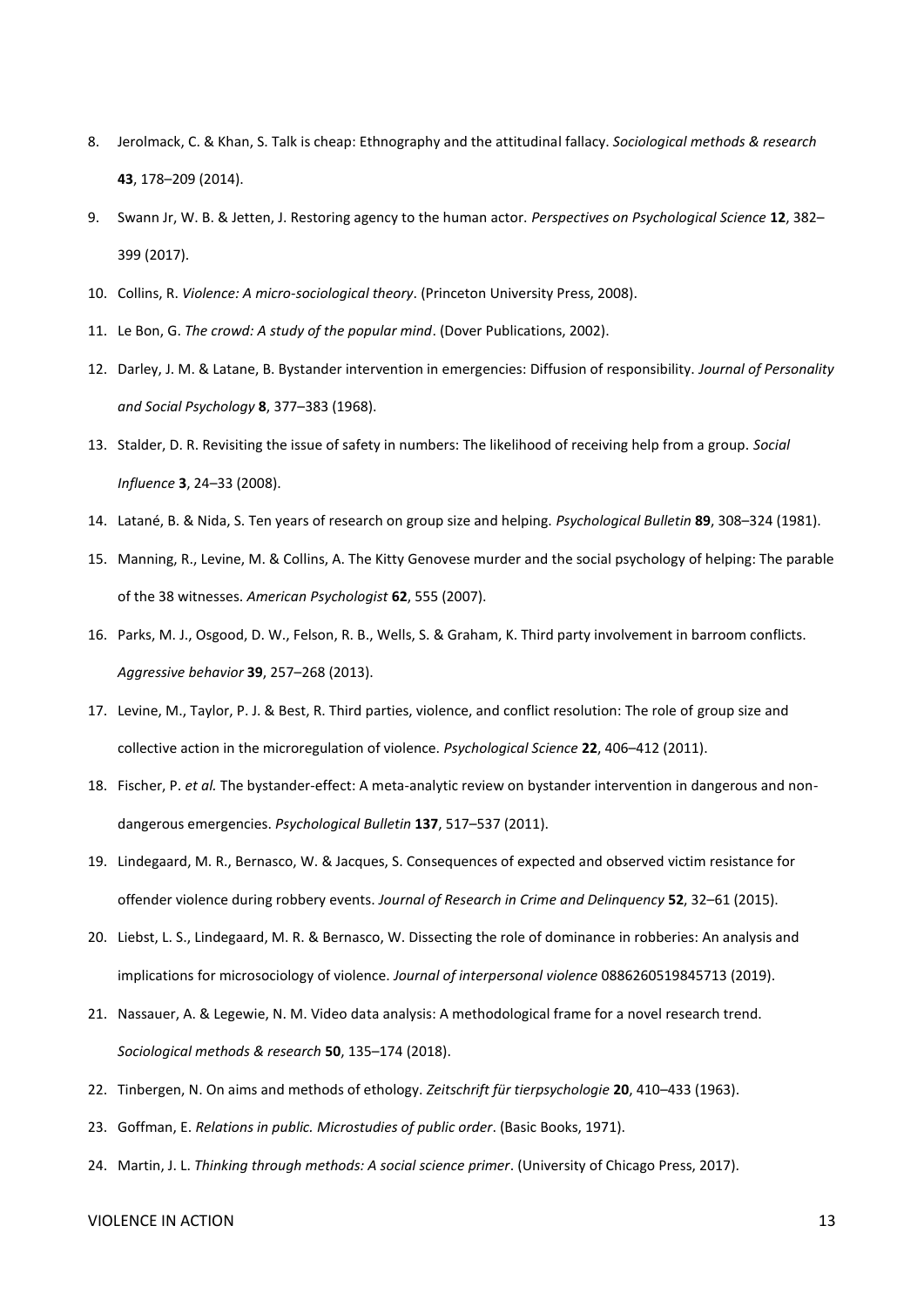8. Jerolmack, C. & Khan, S. Talk is cheap: Ethnography and the attitudinal fallacy. *Sociological methods & research* **43**, 178–209 (2014).
9. Swann Jr, W. B. & Jetten, J. Restoring agency to the human actor. *Perspectives on Psychological Science* **12**, 382–399 (2017).
10. Collins, R. *Violence: A micro-sociological theory*. (Princeton University Press, 2008).
11. Le Bon, G. *The crowd: A study of the popular mind*. (Dover Publications, 2002).
12. Darley, J. M. & Latane, B. Bystander intervention in emergencies: Diffusion of responsibility. *Journal of Personality and Social Psychology* **8**, 377–383 (1968).
13. Stalder, D. R. Revisiting the issue of safety in numbers: The likelihood of receiving help from a group. *Social Influence* **3**, 24–33 (2008).
14. Latané, B. & Nida, S. Ten years of research on group size and helping. *Psychological Bulletin* **89**, 308–324 (1981).
15. Manning, R., Levine, M. & Collins, A. The Kitty Genovese murder and the social psychology of helping: The parable of the 38 witnesses. *American Psychologist* **62**, 555 (2007).
16. Parks, M. J., Osgood, D. W., Felson, R. B., Wells, S. & Graham, K. Third party involvement in barroom conflicts. *Aggressive behavior* **39**, 257–268 (2013).
17. Levine, M., Taylor, P. J. & Best, R. Third parties, violence, and conflict resolution: The role of group size and collective action in the microregulation of violence. *Psychological Science* **22**, 406–412 (2011).
18. Fischer, P. *et al.* The bystander-effect: A meta-analytic review on bystander intervention in dangerous and non-dangerous emergencies. *Psychological Bulletin* **137**, 517–537 (2011).
19. Lindegaard, M. R., Bernasco, W. & Jacques, S. Consequences of expected and observed victim resistance for offender violence during robbery events. *Journal of Research in Crime and Delinquency* **52**, 32–61 (2015).
20. Liebst, L. S., Lindegaard, M. R. & Bernasco, W. Dissecting the role of dominance in robberies: An analysis and implications for microsociology of violence. *Journal of interpersonal violence* 0886260519845713 (2019).
21. Nassauer, A. & Legewie, N. M. Video data analysis: A methodological frame for a novel research trend. *Sociological methods & research* **50**, 135–174 (2018).
22. Tinbergen, N. On aims and methods of ethology. *Zeitschrift für tierpsychologie* **20**, 410–433 (1963).
23. Goffman, E. *Relations in public. Microstudies of public order*. (Basic Books, 1971).
24. Martin, J. L. *Thinking through methods: A social science primer*. (University of Chicago Press, 2017).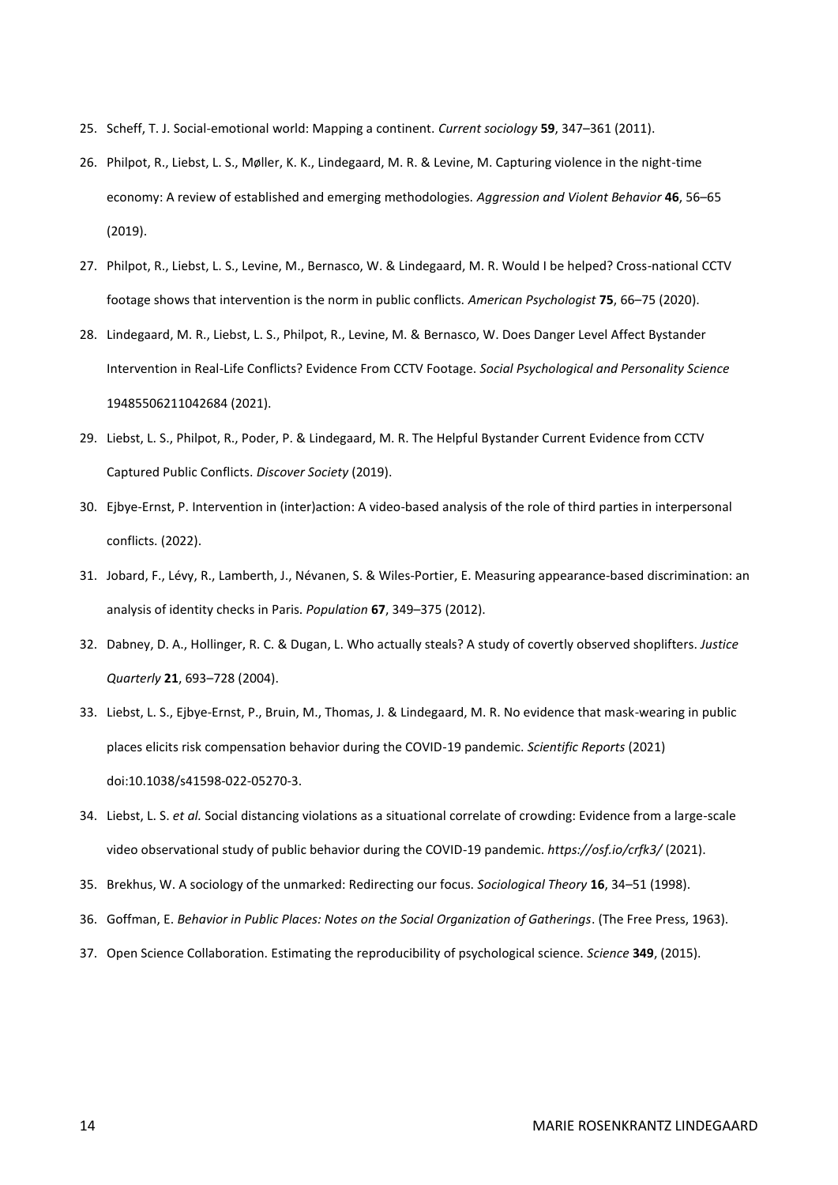25. Scheff, T. J. Social-emotional world: Mapping a continent. *Current sociology* **59**, 347–361 (2011).
26. Philpot, R., Liebst, L. S., Møller, K. K., Lindegaard, M. R. & Levine, M. Capturing violence in the night-time economy: A review of established and emerging methodologies. *Aggression and Violent Behavior* **46**, 56–65 (2019).
27. Philpot, R., Liebst, L. S., Levine, M., Bernasco, W. & Lindegaard, M. R. Would I be helped? Cross-national CCTV footage shows that intervention is the norm in public conflicts. *American Psychologist* **75**, 66–75 (2020).
28. Lindegaard, M. R., Liebst, L. S., Philpot, R., Levine, M. & Bernasco, W. Does Danger Level Affect Bystander Intervention in Real-Life Conflicts? Evidence From CCTV Footage. *Social Psychological and Personality Science* 19485506211042684 (2021).
29. Liebst, L. S., Philpot, R., Poder, P. & Lindegaard, M. R. The Helpful Bystander Current Evidence from CCTV Captured Public Conflicts. *Discover Society* (2019).
30. Ejbye-Ernst, P. Intervention in (inter)action: A video-based analysis of the role of third parties in interpersonal conflicts. (2022).
31. Jobard, F., Lévy, R., Lamberth, J., Névanen, S. & Wiles-Portier, E. Measuring appearance-based discrimination: an analysis of identity checks in Paris. *Population* **67**, 349–375 (2012).
32. Dabney, D. A., Hollinger, R. C. & Dugan, L. Who actually steals? A study of covertly observed shoplifters. *Justice Quarterly* **21**, 693–728 (2004).
33. Liebst, L. S., Ejbye-Ernst, P., Bruin, M., Thomas, J. & Lindegaard, M. R. No evidence that mask-wearing in public places elicits risk compensation behavior during the COVID-19 pandemic. *Scientific Reports* (2021) doi:10.1038/s41598-022-05270-3.
34. Liebst, L. S. *et al.* Social distancing violations as a situational correlate of crowding: Evidence from a large-scale video observational study of public behavior during the COVID-19 pandemic. *https://osf.io/crfk3/* (2021).
35. Brekhus, W. A sociology of the unmarked: Redirecting our focus. *Sociological Theory* **16**, 34–51 (1998).
36. Goffman, E. *Behavior in Public Places: Notes on the Social Organization of Gatherings*. (The Free Press, 1963).
37. Open Science Collaboration. Estimating the reproducibility of psychological science. *Science* **349**, (2015).